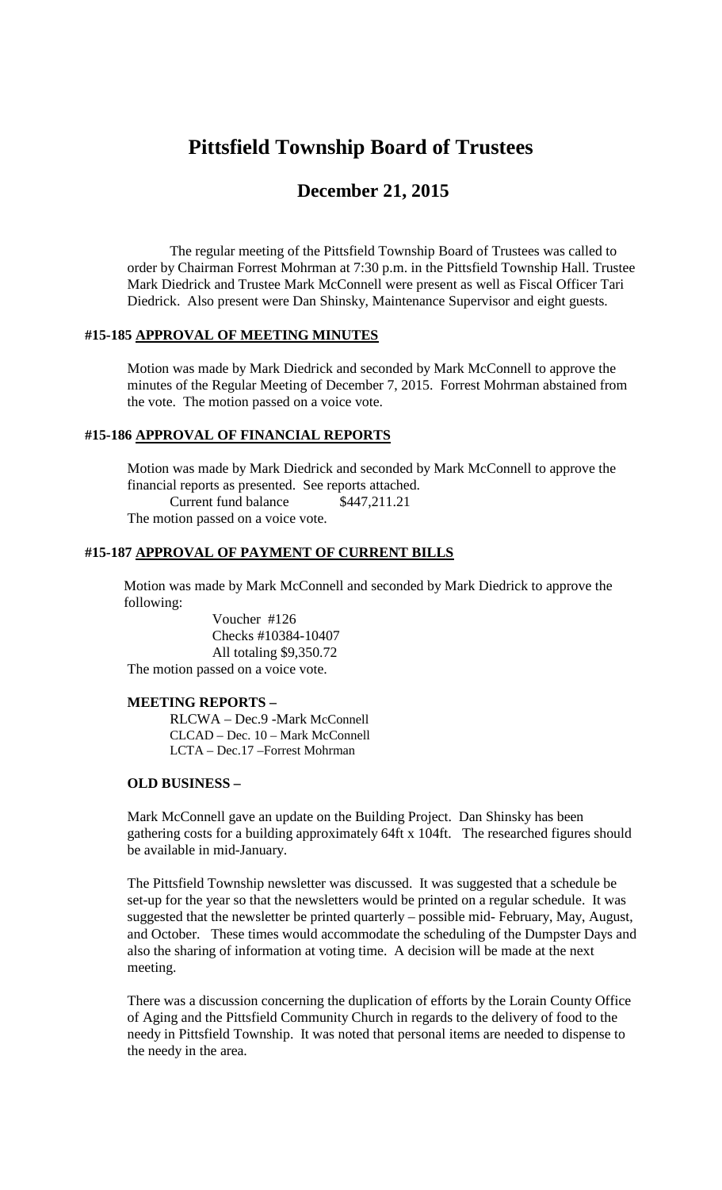# Pittsfield Township Board of Trustees

## December 21, 2015

The regular meeting of the Pittsfield Township Board of Trustees was called to order by Chairman Forrest Mohrman at 7:30 p.m. in the Pittsfield Township Hall. Trustee Mark Diedrick and Trustee Mark McConnell were present as well as Fiscal Officer Tari Diedrick. Also present were Dan Shinsky, Maintenance Supervisor and eight guests.

### #15-185 APPROVAL OF MEETING MINUTES

Motion was made by Mark Diedrick and seconded by Mark McConnell to approve the minutes of the Regular Meeting of December 7, 2015. Forrest Mohrman abstained from the vote. The motion passed on a voice vote.

### #15-186 APPROVAL OF FINANCIAL REPORTS

Motion was made by Mark Diedrick and seconded by Mark McConnell to approve the financial reports as presented. See reports attached.

Current fund balance $447,211.21

The motion passed on a voice vote.

### #15-187 APPROVAL OF PAYMENT OF CURRENT BILLS

Motion was made by Mark McConnell and seconded by Mark Diedrick to approve the following:

Voucher #126
Checks #10384-10407
All totaling $9,350.72

The motion passed on a voice vote.

**MEETING REPORTS –**

RLCWA – Dec.9 -Mark McConnell
CLCAD – Dec. 10 – Mark McConnell
LCTA – Dec.17 –Forrest Mohrman

**OLD BUSINESS –**

Mark McConnell gave an update on the Building Project. Dan Shinsky has been gathering costs for a building approximately 64ft x 104ft. The researched figures should be available in mid-January.

The Pittsfield Township newsletter was discussed. It was suggested that a schedule be set-up for the year so that the newsletters would be printed on a regular schedule. It was suggested that the newsletter be printed quarterly – possible mid- February, May, August, and October. These times would accommodate the scheduling of the Dumpster Days and also the sharing of information at voting time. A decision will be made at the next meeting.

There was a discussion concerning the duplication of efforts by the Lorain County Office of Aging and the Pittsfield Community Church in regards to the delivery of food to the needy in Pittsfield Township. It was noted that personal items are needed to dispense to the needy in the area.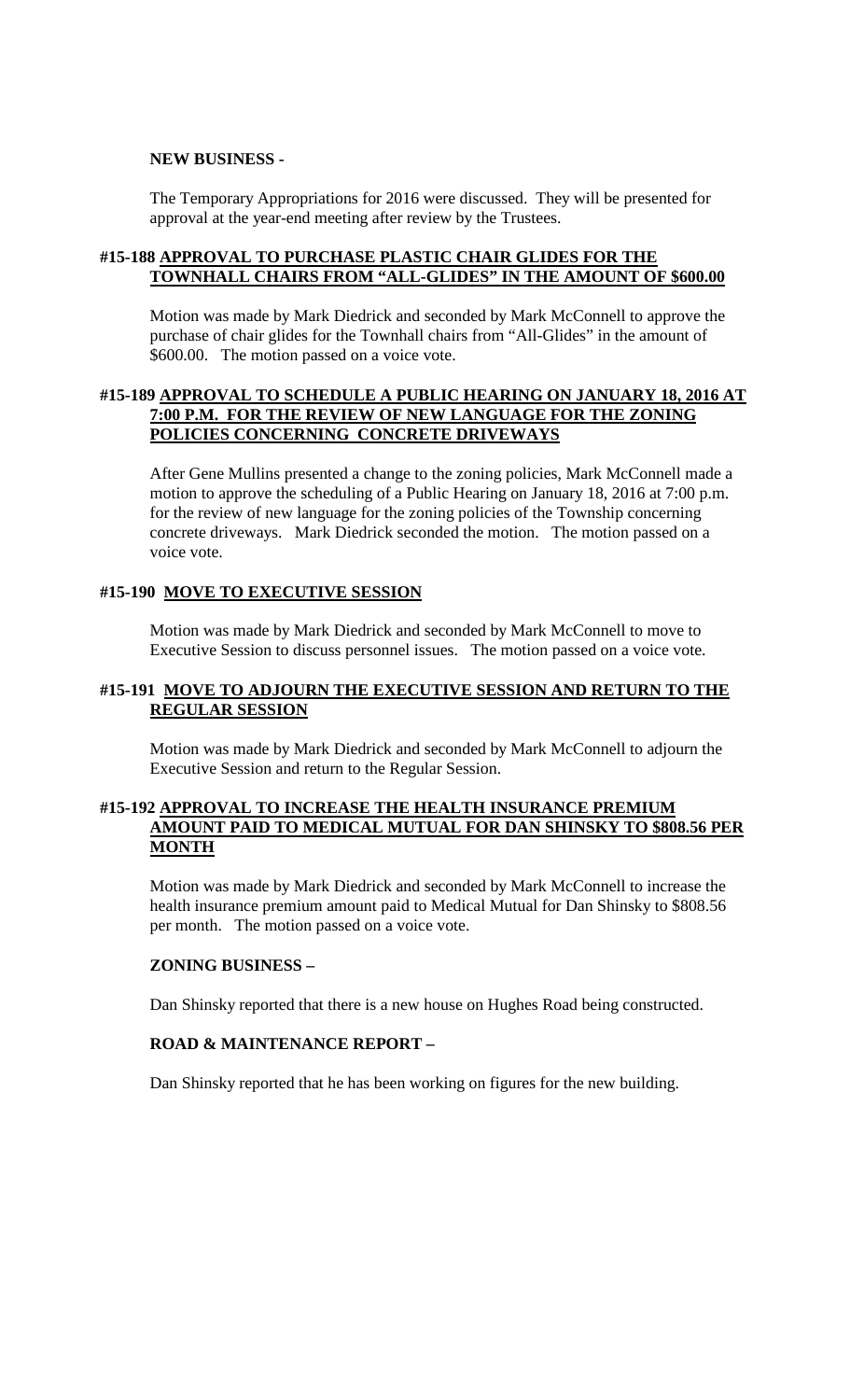**NEW BUSINESS -**

The Temporary Appropriations for 2016 were discussed. They will be presented for approval at the year-end meeting after review by the Trustees.

**#15-188 APPROVAL TO PURCHASE PLASTIC CHAIR GLIDES FOR THE TOWNHALL CHAIRS FROM "ALL-GLIDES" IN THE AMOUNT OF $600.00**

Motion was made by Mark Diedrick and seconded by Mark McConnell to approve the purchase of chair glides for the Townhall chairs from "All-Glides" in the amount of $600.00. The motion passed on a voice vote.

**#15-189 APPROVAL TO SCHEDULE A PUBLIC HEARING ON JANUARY 18, 2016 AT 7:00 P.M. FOR THE REVIEW OF NEW LANGUAGE FOR THE ZONING POLICIES CONCERNING CONCRETE DRIVEWAYS**

After Gene Mullins presented a change to the zoning policies, Mark McConnell made a motion to approve the scheduling of a Public Hearing on January 18, 2016 at 7:00 p.m. for the review of new language for the zoning policies of the Township concerning concrete driveways. Mark Diedrick seconded the motion. The motion passed on a voice vote.

**#15-190 MOVE TO EXECUTIVE SESSION**

Motion was made by Mark Diedrick and seconded by Mark McConnell to move to Executive Session to discuss personnel issues. The motion passed on a voice vote.

**#15-191 MOVE TO ADJOURN THE EXECUTIVE SESSION AND RETURN TO THE REGULAR SESSION**

Motion was made by Mark Diedrick and seconded by Mark McConnell to adjourn the Executive Session and return to the Regular Session.

**#15-192 APPROVAL TO INCREASE THE HEALTH INSURANCE PREMIUM AMOUNT PAID TO MEDICAL MUTUAL FOR DAN SHINSKY TO $808.56 PER MONTH**

Motion was made by Mark Diedrick and seconded by Mark McConnell to increase the health insurance premium amount paid to Medical Mutual for Dan Shinsky to $808.56 per month. The motion passed on a voice vote.

**ZONING BUSINESS –**

Dan Shinsky reported that there is a new house on Hughes Road being constructed.

**ROAD & MAINTENANCE REPORT –**

Dan Shinsky reported that he has been working on figures for the new building.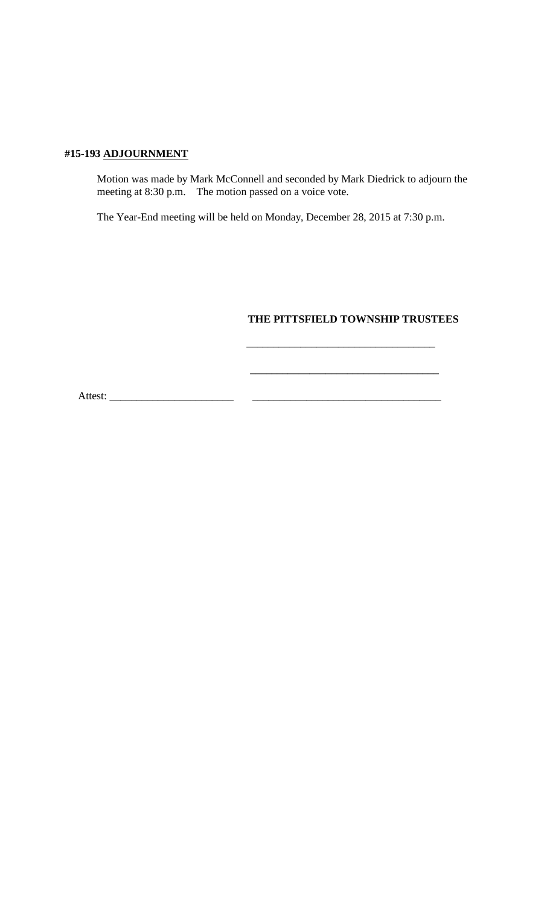**#15-193 ADJOURNMENT**

Motion was made by Mark McConnell and seconded by Mark Diedrick to adjourn the meeting at 8:30 p.m. The motion passed on a voice vote.

The Year-End meeting will be held on Monday, December 28, 2015 at 7:30 p.m.

**THE PITTSFIELD TOWNSHIP TRUSTEES**

___________________________________

___________________________________

Attest: _______________________ ___________________________________